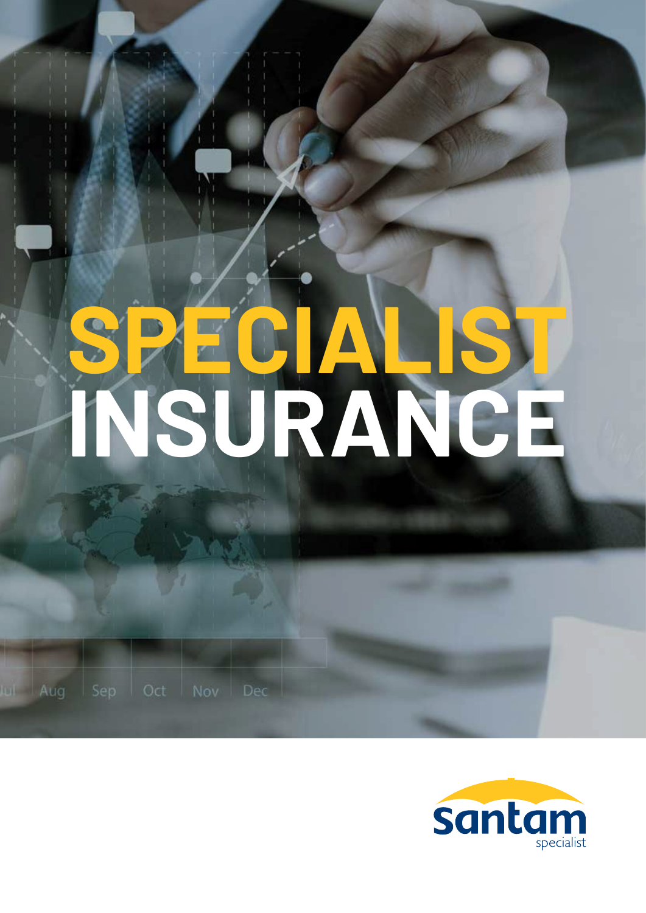# SPECIALIST INSURANCE

santam specialist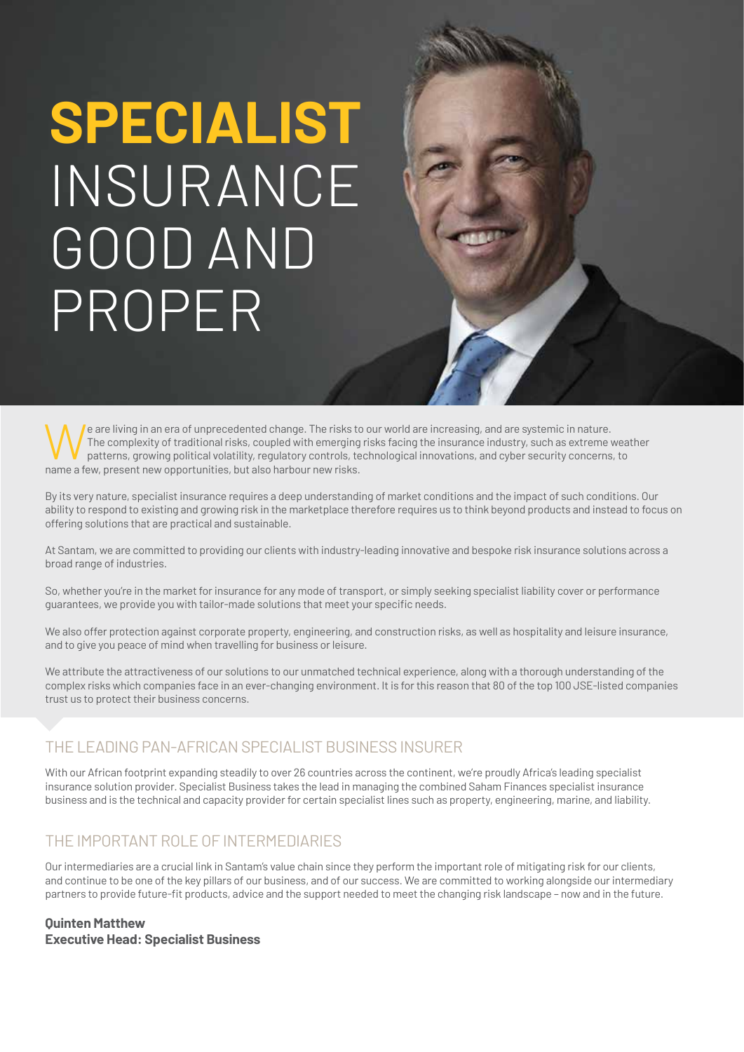# SPECIALIST INSURANCE GOOD AND PROPER

We are living in an era of unprecedented change. The risks to our world are increasing, and are systemic in nature. The complexity of traditional risks, coupled with emerging risks facing the insurance industry, such as extreme weather patterns, growing political volatility, regulatory controls, technological innovations, and cyber security concerns, to name a few, present new opportunities, but also harbour new risks.

By its very nature, specialist insurance requires a deep understanding of market conditions and the impact of such conditions. Our ability to respond to existing and growing risk in the marketplace therefore requires us to think beyond products and instead to focus on offering solutions that are practical and sustainable.

At Santam, we are committed to providing our clients with industry-leading innovative and bespoke risk insurance solutions across a broad range of industries.

So, whether you're in the market for insurance for any mode of transport, or simply seeking specialist liability cover or performance guarantees, we provide you with tailor-made solutions that meet your specific needs.

We also offer protection against corporate property, engineering, and construction risks, as well as hospitality and leisure insurance, and to give you peace of mind when travelling for business or leisure.

We attribute the attractiveness of our solutions to our unmatched technical experience, along with a thorough understanding of the complex risks which companies face in an ever-changing environment. It is for this reason that 80 of the top 100 JSE-listed companies trust us to protect their business concerns.

## THE LEADING PAN-AFRICAN SPECIALIST BUSINESS INSURER

With our African footprint expanding steadily to over 26 countries across the continent, we're proudly Africa's leading specialist insurance solution provider. Specialist Business takes the lead in managing the combined Saham Finances specialist insurance business and is the technical and capacity provider for certain specialist lines such as property, engineering, marine, and liability.

## THE IMPORTANT ROLE OF INTERMEDIARIES

Our intermediaries are a crucial link in Santam's value chain since they perform the important role of mitigating risk for our clients, and continue to be one of the key pillars of our business, and of our success. We are committed to working alongside our intermediary partners to provide future-fit products, advice and the support needed to meet the changing risk landscape – now and in the future.

**Quinten Matthew**
**Executive Head: Specialist Business**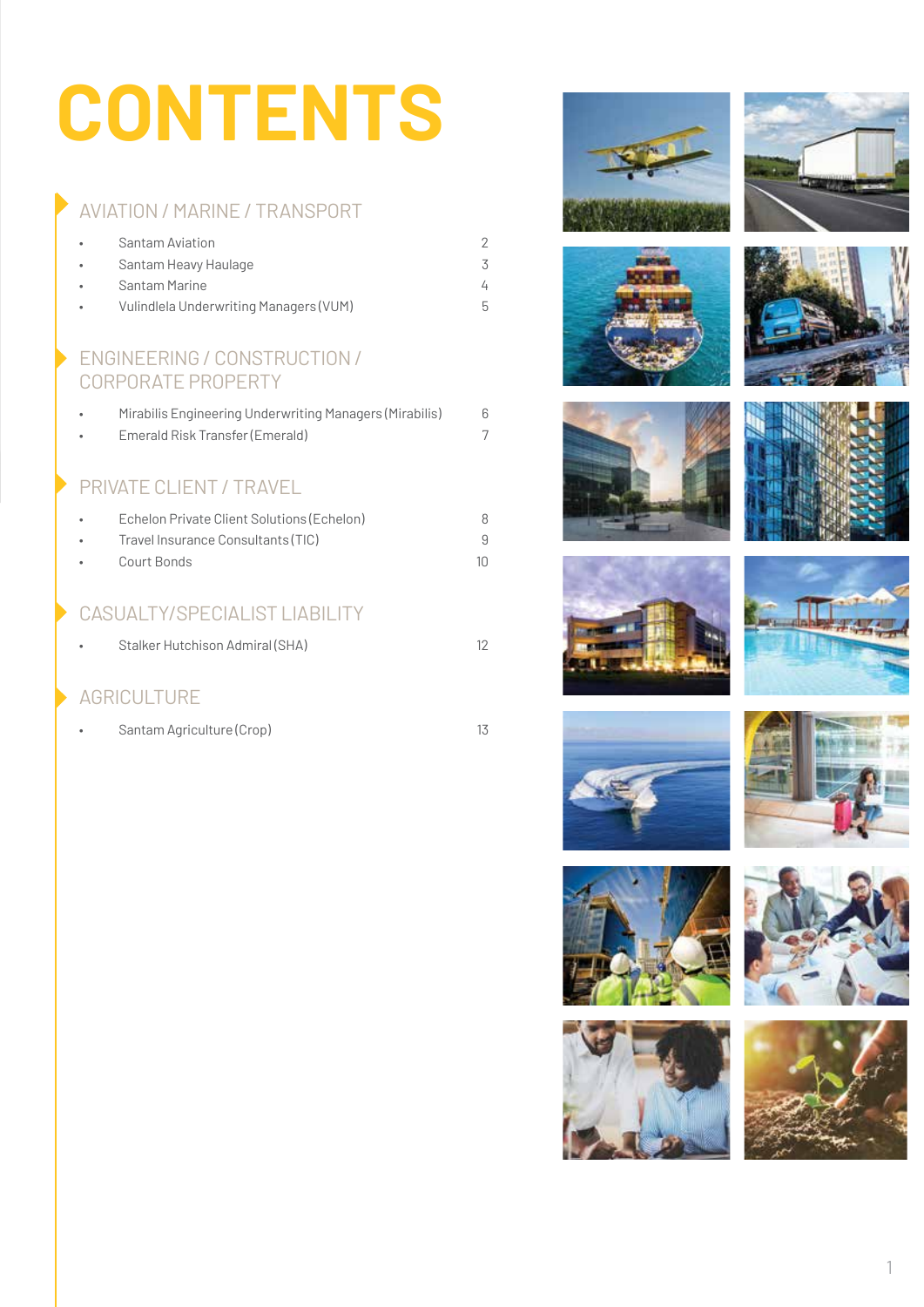# CONTENTS

## AVIATION / MARINE / TRANSPORT

- Santam Aviation 2
- Santam Heavy Haulage 3
- Santam Marine 4
- Vulindlela Underwriting Managers (VUM) 5

## ENGINEERING / CONSTRUCTION / CORPORATE PROPERTY

- Mirabilis Engineering Underwriting Managers (Mirabilis) 6
- Emerald Risk Transfer (Emerald) 7

## PRIVATE CLIENT / TRAVEL

- Echelon Private Client Solutions (Echelon) 8
- Travel Insurance Consultants (TIC) 9
- Court Bonds 10

## CASUALTY/SPECIALIST LIABILITY

- Stalker Hutchison Admiral (SHA) 12

## AGRICULTURE

- Santam Agriculture (Crop) 13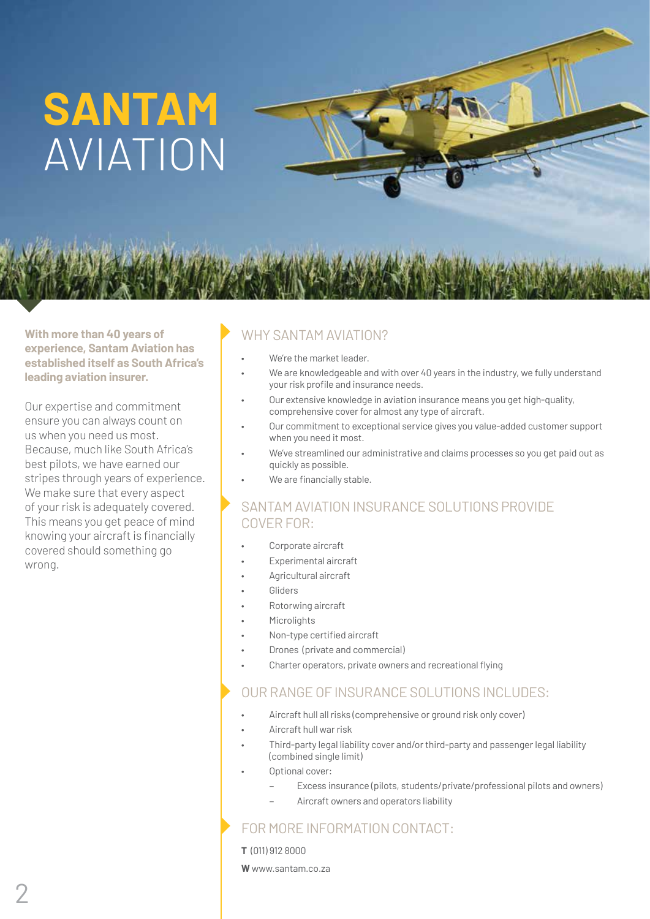# SANTAM AVIATION

**With more than 40 years of experience, Santam Aviation has established itself as South Africa's leading aviation insurer.**

Our expertise and commitment ensure you can always count on us when you need us most. Because, much like South Africa's best pilots, we have earned our stripes through years of experience. We make sure that every aspect of your risk is adequately covered. This means you get peace of mind knowing your aircraft is financially covered should something go wrong.

## WHY SANTAM AVIATION?

- We're the market leader.
- We are knowledgeable and with over 40 years in the industry, we fully understand your risk profile and insurance needs.
- Our extensive knowledge in aviation insurance means you get high-quality, comprehensive cover for almost any type of aircraft.
- Our commitment to exceptional service gives you value-added customer support when you need it most.
- We've streamlined our administrative and claims processes so you get paid out as quickly as possible.
- We are financially stable.

## SANTAM AVIATION INSURANCE SOLUTIONS PROVIDE COVER FOR:

- Corporate aircraft
- Experimental aircraft
- Agricultural aircraft
- Gliders
- Rotorwing aircraft
- Microlights
- Non-type certified aircraft
- Drones (private and commercial)
- Charter operators, private owners and recreational flying

## OUR RANGE OF INSURANCE SOLUTIONS INCLUDES:

- Aircraft hull all risks (comprehensive or ground risk only cover)
- Aircraft hull war risk
- Third-party legal liability cover and/or third-party and passenger legal liability (combined single limit)
- Optional cover:
  - Excess insurance (pilots, students/private/professional pilots and owners)
  - Aircraft owners and operators liability

## FOR MORE INFORMATION CONTACT:

**T** (011) 912 8000

**W** www.santam.co.za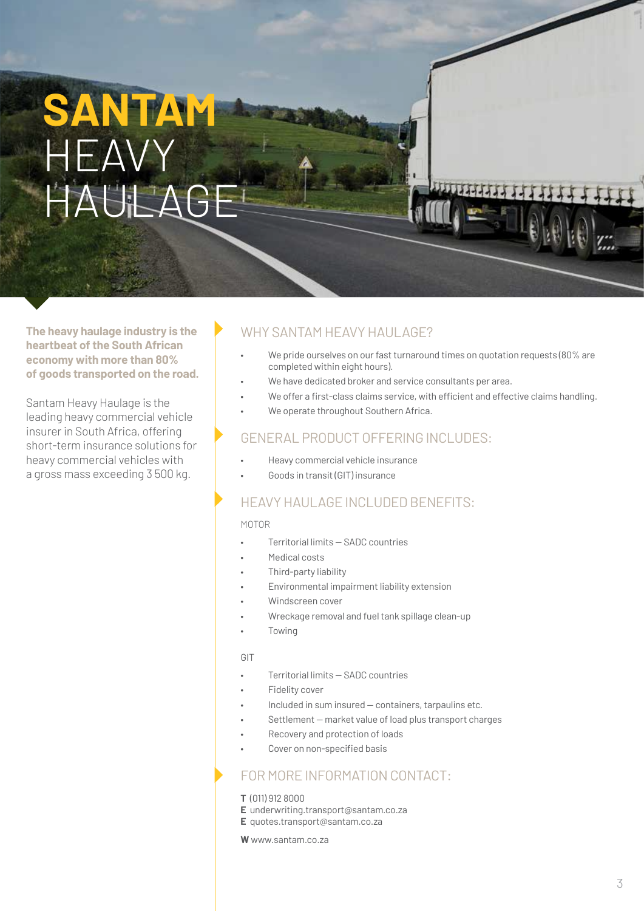# SANTAM HEAVY HAULAGE

**The heavy haulage industry is the heartbeat of the South African economy with more than 80% of goods transported on the road.**

Santam Heavy Haulage is the leading heavy commercial vehicle insurer in South Africa, offering short-term insurance solutions for heavy commercial vehicles with a gross mass exceeding 3 500 kg.

## WHY SANTAM HEAVY HAULAGE?

- We pride ourselves on our fast turnaround times on quotation requests (80% are completed within eight hours).
- We have dedicated broker and service consultants per area.
- We offer a first-class claims service, with efficient and effective claims handling.
- We operate throughout Southern Africa.

## GENERAL PRODUCT OFFERING INCLUDES:

- Heavy commercial vehicle insurance
- Goods in transit (GIT) insurance

## HEAVY HAULAGE INCLUDED BENEFITS:

### MOTOR

- Territorial limits – SADC countries
- Medical costs
- Third-party liability
- Environmental impairment liability extension
- Windscreen cover
- Wreckage removal and fuel tank spillage clean-up
- Towing

### GIT

- Territorial limits – SADC countries
- Fidelity cover
- Included in sum insured – containers, tarpaulins etc.
- Settlement – market value of load plus transport charges
- Recovery and protection of loads
- Cover on non-specified basis

## FOR MORE INFORMATION CONTACT:

**T** (011) 912 8000
**E** underwriting.transport@santam.co.za
**E** quotes.transport@santam.co.za

**W** www.santam.co.za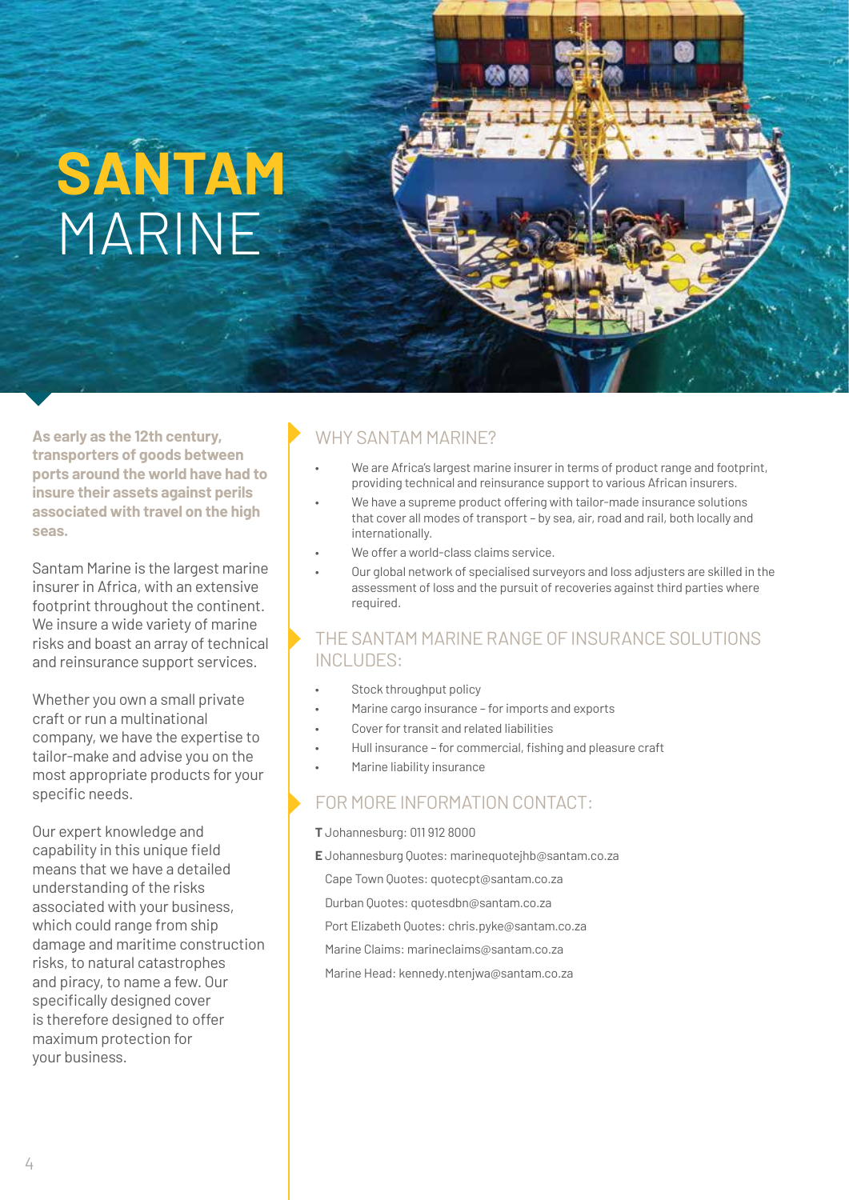# SANTAM MARINE

**As early as the 12th century, transporters of goods between ports around the world have had to insure their assets against perils associated with travel on the high seas.**

Santam Marine is the largest marine insurer in Africa, with an extensive footprint throughout the continent. We insure a wide variety of marine risks and boast an array of technical and reinsurance support services.

Whether you own a small private craft or run a multinational company, we have the expertise to tailor-make and advise you on the most appropriate products for your specific needs.

Our expert knowledge and capability in this unique field means that we have a detailed understanding of the risks associated with your business, which could range from ship damage and maritime construction risks, to natural catastrophes and piracy, to name a few. Our specifically designed cover is therefore designed to offer maximum protection for your business.

## WHY SANTAM MARINE?

- We are Africa's largest marine insurer in terms of product range and footprint, providing technical and reinsurance support to various African insurers.
- We have a supreme product offering with tailor-made insurance solutions that cover all modes of transport – by sea, air, road and rail, both locally and internationally.
- We offer a world-class claims service.
- Our global network of specialised surveyors and loss adjusters are skilled in the assessment of loss and the pursuit of recoveries against third parties where required.

## THE SANTAM MARINE RANGE OF INSURANCE SOLUTIONS INCLUDES:

- Stock throughput policy
- Marine cargo insurance – for imports and exports
- Cover for transit and related liabilities
- Hull insurance – for commercial, fishing and pleasure craft
- Marine liability insurance

## FOR MORE INFORMATION CONTACT:

**T** Johannesburg: 011 912 8000

**E** Johannesburg Quotes: marinequotejhb@santam.co.za

Cape Town Quotes: quotecpt@santam.co.za

Durban Quotes: quotesdbn@santam.co.za

Port Elizabeth Quotes: chris.pyke@santam.co.za

Marine Claims: marineclaims@santam.co.za

Marine Head: kennedy.ntenjwa@santam.co.za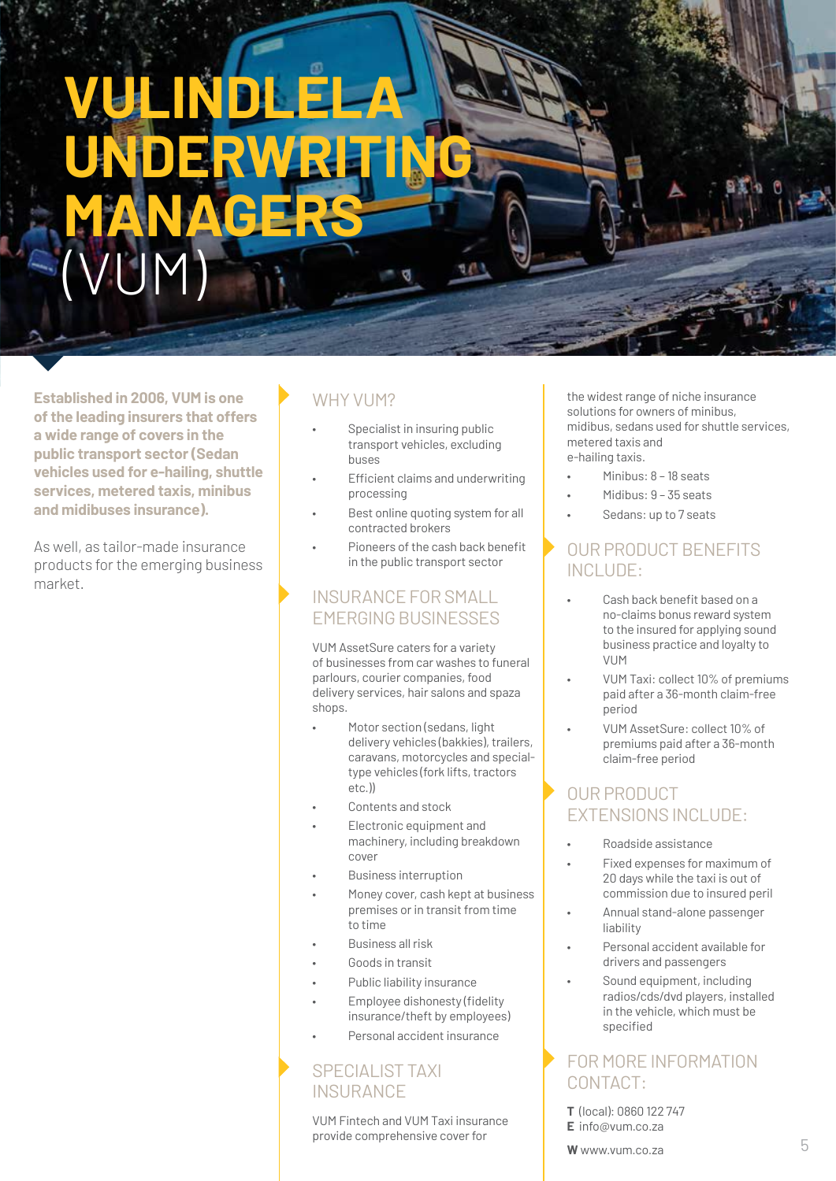# VULINDLELA UNDERWRITING MANAGERS (VUM)

**Established in 2006, VUM is one of the leading insurers that offers a wide range of covers in the public transport sector (Sedan vehicles used for e-hailing, shuttle services, metered taxis, minibus and midibuses insurance).**

As well, as tailor-made insurance products for the emerging business market.

## WHY VUM?

- Specialist in insuring public transport vehicles, excluding buses
- Efficient claims and underwriting processing
- Best online quoting system for all contracted brokers
- Pioneers of the cash back benefit in the public transport sector

## INSURANCE FOR SMALL EMERGING BUSINESSES

VUM AssetSure caters for a variety of businesses from car washes to funeral parlours, courier companies, food delivery services, hair salons and spaza shops.

- Motor section (sedans, light delivery vehicles (bakkies), trailers, caravans, motorcycles and special-type vehicles (fork lifts, tractors etc.))
- Contents and stock
- Electronic equipment and machinery, including breakdown cover
- Business interruption
- Money cover, cash kept at business premises or in transit from time to time
- Business all risk
- Goods in transit
- Public liability insurance
- Employee dishonesty (fidelity insurance/theft by employees)
- Personal accident insurance

## SPECIALIST TAXI INSURANCE

VUM Fintech and VUM Taxi insurance provide comprehensive cover for the widest range of niche insurance solutions for owners of minibus, midibus, sedans used for shuttle services, metered taxis and e-hailing taxis.

- Minibus: 8 – 18 seats
- Midibus: 9 – 35 seats
- Sedans: up to 7 seats

## OUR PRODUCT BENEFITS INCLUDE:

- Cash back benefit based on a no-claims bonus reward system to the insured for applying sound business practice and loyalty to VUM
- VUM Taxi: collect 10% of premiums paid after a 36-month claim-free period
- VUM AssetSure: collect 10% of premiums paid after a 36-month claim-free period

## OUR PRODUCT EXTENSIONS INCLUDE:

- Roadside assistance
- Fixed expenses for maximum of 20 days while the taxi is out of commission due to insured peril
- Annual stand-alone passenger liability
- Personal accident available for drivers and passengers
- Sound equipment, including radios/cds/dvd players, installed in the vehicle, which must be specified

## FOR MORE INFORMATION CONTACT:

**T** (local): 0860 122 747
**E** info@vum.co.za

**W** www.vum.co.za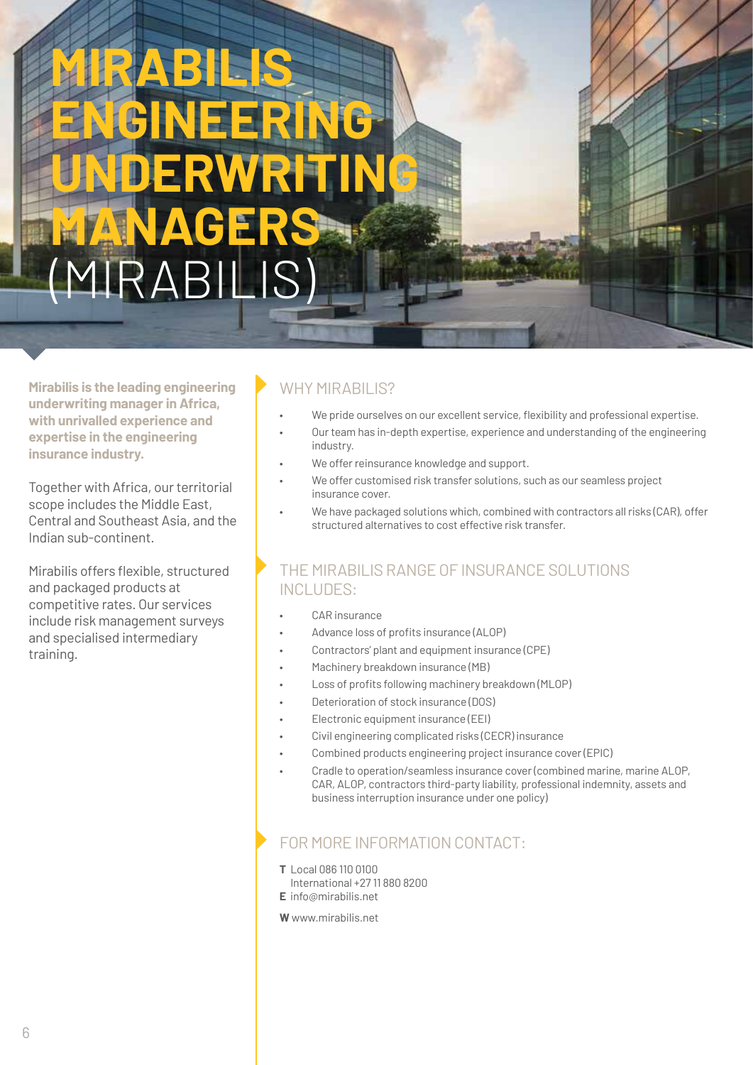# MIRABILIS ENGINEERING UNDERWRITING MANAGERS (MIRABILIS)

**Mirabilis is the leading engineering underwriting manager in Africa, with unrivalled experience and expertise in the engineering insurance industry.**

Together with Africa, our territorial scope includes the Middle East, Central and Southeast Asia, and the Indian sub-continent.

Mirabilis offers flexible, structured and packaged products at competitive rates. Our services include risk management surveys and specialised intermediary training.

## WHY MIRABILIS?

- We pride ourselves on our excellent service, flexibility and professional expertise.
- Our team has in-depth expertise, experience and understanding of the engineering industry.
- We offer reinsurance knowledge and support.
- We offer customised risk transfer solutions, such as our seamless project insurance cover.
- We have packaged solutions which, combined with contractors all risks (CAR), offer structured alternatives to cost effective risk transfer.

## THE MIRABILIS RANGE OF INSURANCE SOLUTIONS INCLUDES:

- CAR insurance
- Advance loss of profits insurance (ALOP)
- Contractors' plant and equipment insurance (CPE)
- Machinery breakdown insurance (MB)
- Loss of profits following machinery breakdown (MLOP)
- Deterioration of stock insurance (DOS)
- Electronic equipment insurance (EEI)
- Civil engineering complicated risks (CECR) insurance
- Combined products engineering project insurance cover (EPIC)
- Cradle to operation/seamless insurance cover (combined marine, marine ALOP, CAR, ALOP, contractors third-party liability, professional indemnity, assets and business interruption insurance under one policy)

## FOR MORE INFORMATION CONTACT:

**T** Local 086 110 0100
International +27 11 880 8200
**E** info@mirabilis.net

**W** www.mirabilis.net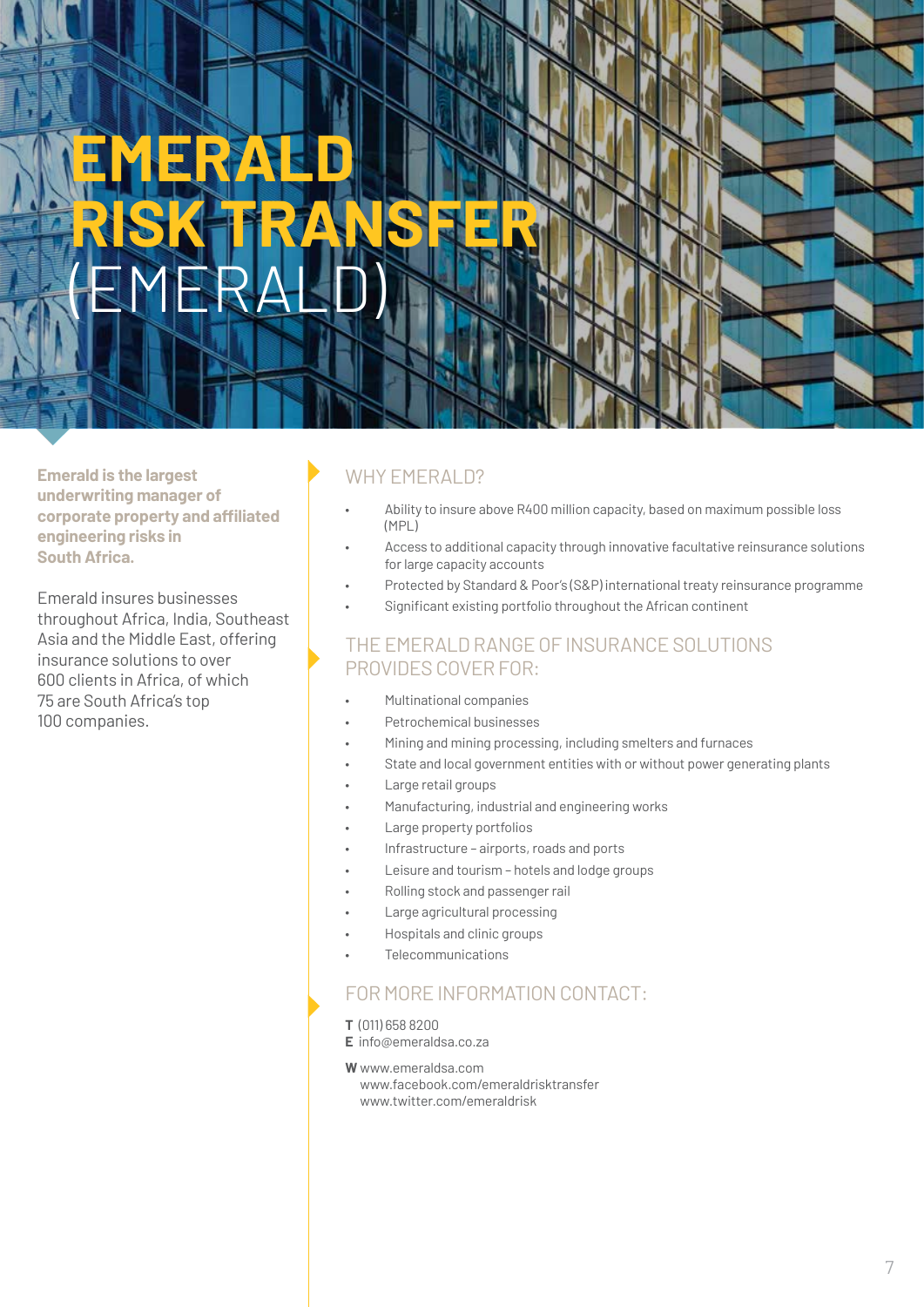# EMERALD RISK TRANSFER (EMERALD)

**Emerald is the largest underwriting manager of corporate property and affiliated engineering risks in South Africa.**

Emerald insures businesses throughout Africa, India, Southeast Asia and the Middle East, offering insurance solutions to over 600 clients in Africa, of which 75 are South Africa's top 100 companies.

## WHY EMERALD?

- Ability to insure above R400 million capacity, based on maximum possible loss (MPL)
- Access to additional capacity through innovative facultative reinsurance solutions for large capacity accounts
- Protected by Standard & Poor's (S&P) international treaty reinsurance programme
- Significant existing portfolio throughout the African continent

## THE EMERALD RANGE OF INSURANCE SOLUTIONS PROVIDES COVER FOR:

- Multinational companies
- Petrochemical businesses
- Mining and mining processing, including smelters and furnaces
- State and local government entities with or without power generating plants
- Large retail groups
- Manufacturing, industrial and engineering works
- Large property portfolios
- Infrastructure – airports, roads and ports
- Leisure and tourism – hotels and lodge groups
- Rolling stock and passenger rail
- Large agricultural processing
- Hospitals and clinic groups
- Telecommunications

## FOR MORE INFORMATION CONTACT:

**T** (011) 658 8200
**E** info@emeraldsa.co.za

**W** www.emeraldsa.com
www.facebook.com/emeraldrisktransfer
www.twitter.com/emeraldrisk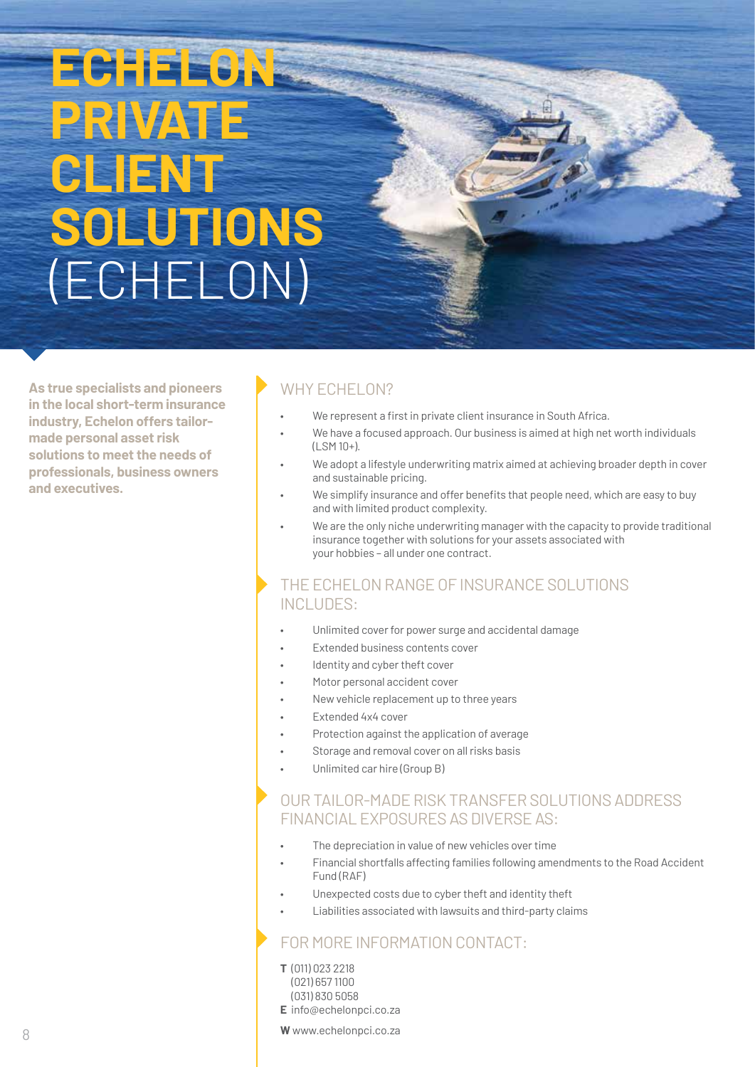# ECHELON PRIVATE CLIENT SOLUTIONS (ECHELON)

**As true specialists and pioneers in the local short-term insurance industry, Echelon offers tailor-made personal asset risk solutions to meet the needs of professionals, business owners and executives.**

## WHY ECHELON?

- We represent a first in private client insurance in South Africa.
- We have a focused approach. Our business is aimed at high net worth individuals (LSM 10+).
- We adopt a lifestyle underwriting matrix aimed at achieving broader depth in cover and sustainable pricing.
- We simplify insurance and offer benefits that people need, which are easy to buy and with limited product complexity.
- We are the only niche underwriting manager with the capacity to provide traditional insurance together with solutions for your assets associated with your hobbies – all under one contract.

## THE ECHELON RANGE OF INSURANCE SOLUTIONS INCLUDES:

- Unlimited cover for power surge and accidental damage
- Extended business contents cover
- Identity and cyber theft cover
- Motor personal accident cover
- New vehicle replacement up to three years
- Extended 4x4 cover
- Protection against the application of average
- Storage and removal cover on all risks basis
- Unlimited car hire (Group B)

## OUR TAILOR-MADE RISK TRANSFER SOLUTIONS ADDRESS FINANCIAL EXPOSURES AS DIVERSE AS:

- The depreciation in value of new vehicles over time
- Financial shortfalls affecting families following amendments to the Road Accident Fund (RAF)
- Unexpected costs due to cyber theft and identity theft
- Liabilities associated with lawsuits and third-party claims

## FOR MORE INFORMATION CONTACT:

**T** (011) 023 2218
(021) 657 1100
(031) 830 5058
**E** info@echelonpci.co.za

**W** www.echelonpci.co.za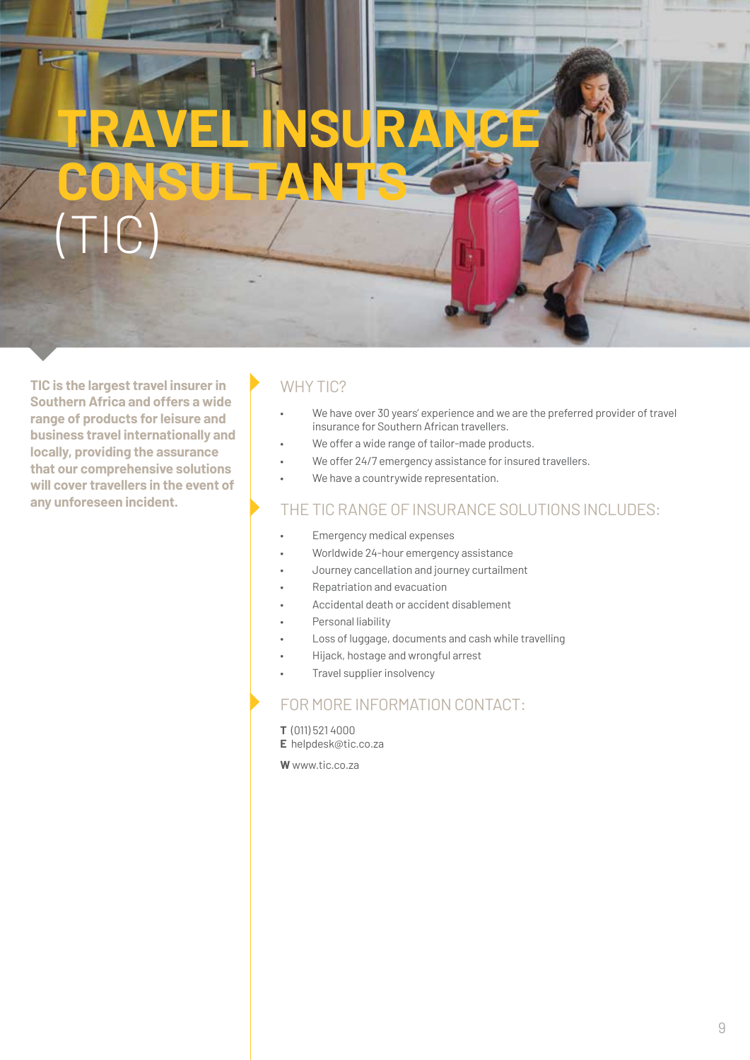# TRAVEL INSURANCE CONSULTANTS (TIC)

**TIC is the largest travel insurer in Southern Africa and offers a wide range of products for leisure and business travel internationally and locally, providing the assurance that our comprehensive solutions will cover travellers in the event of any unforeseen incident.**

## WHY TIC?

- We have over 30 years' experience and we are the preferred provider of travel insurance for Southern African travellers.
- We offer a wide range of tailor-made products.
- We offer 24/7 emergency assistance for insured travellers.
- We have a countrywide representation.

## THE TIC RANGE OF INSURANCE SOLUTIONS INCLUDES:

- Emergency medical expenses
- Worldwide 24-hour emergency assistance
- Journey cancellation and journey curtailment
- Repatriation and evacuation
- Accidental death or accident disablement
- Personal liability
- Loss of luggage, documents and cash while travelling
- Hijack, hostage and wrongful arrest
- Travel supplier insolvency

## FOR MORE INFORMATION CONTACT:

**T** (011) 521 4000
**E** helpdesk@tic.co.za

**W** www.tic.co.za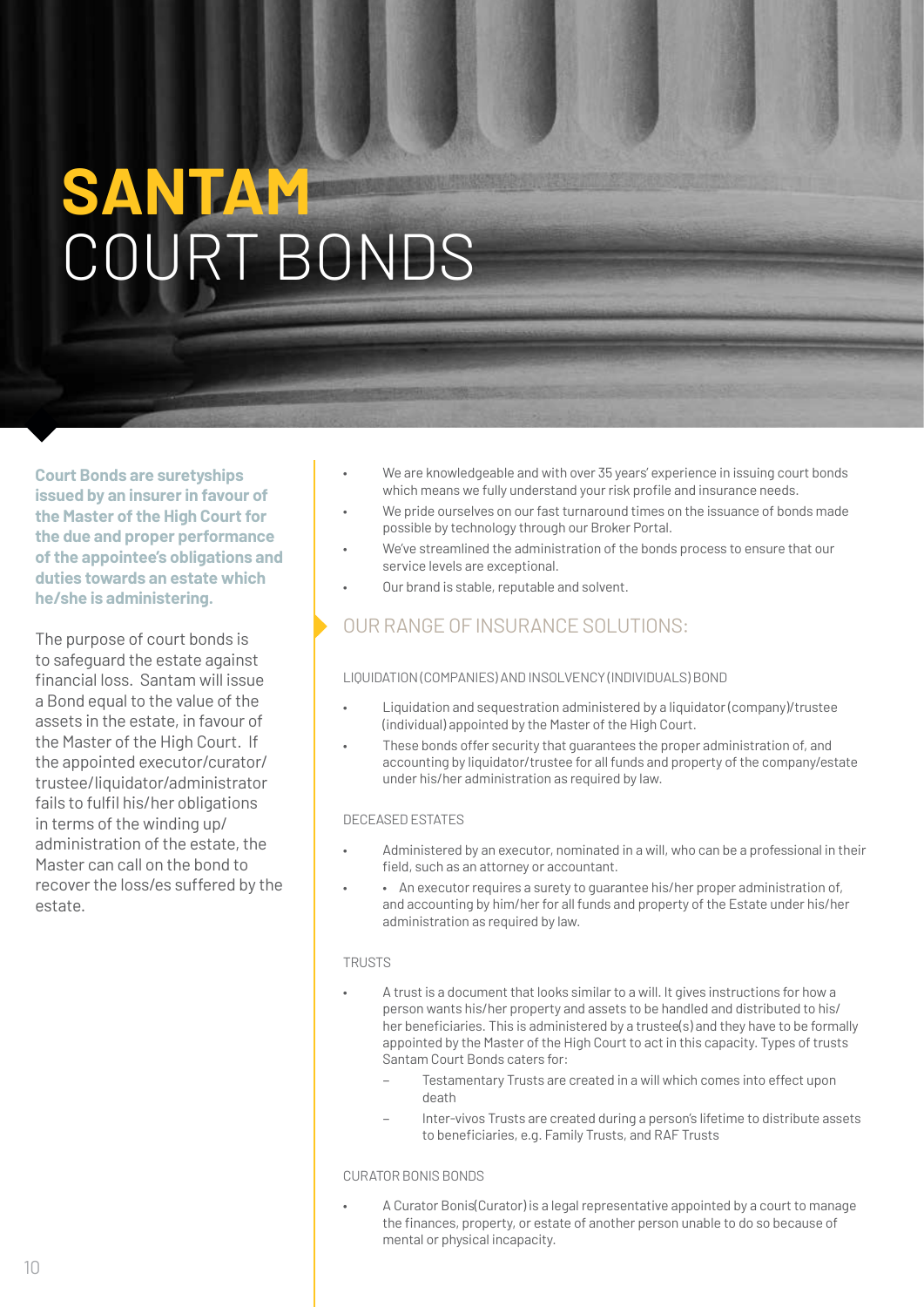# SANTAM COURT BONDS

**Court Bonds are suretyships issued by an insurer in favour of the Master of the High Court for the due and proper performance of the appointee's obligations and duties towards an estate which he/she is administering.**

The purpose of court bonds is to safeguard the estate against financial loss. Santam will issue a Bond equal to the value of the assets in the estate, in favour of the Master of the High Court. If the appointed executor/curator/trustee/liquidator/administrator fails to fulfil his/her obligations in terms of the winding up/administration of the estate, the Master can call on the bond to recover the loss/es suffered by the estate.

- We are knowledgeable and with over 35 years' experience in issuing court bonds which means we fully understand your risk profile and insurance needs.
- We pride ourselves on our fast turnaround times on the issuance of bonds made possible by technology through our Broker Portal.
- We've streamlined the administration of the bonds process to ensure that our service levels are exceptional.
- Our brand is stable, reputable and solvent.

## OUR RANGE OF INSURANCE SOLUTIONS:

### LIQUIDATION (COMPANIES) AND INSOLVENCY (INDIVIDUALS) BOND

- Liquidation and sequestration administered by a liquidator (company)/trustee (individual) appointed by the Master of the High Court.
- These bonds offer security that guarantees the proper administration of, and accounting by liquidator/trustee for all funds and property of the company/estate under his/her administration as required by law.

### DECEASED ESTATES

- Administered by an executor, nominated in a will, who can be a professional in their field, such as an attorney or accountant.
- An executor requires a surety to guarantee his/her proper administration of, and accounting by him/her for all funds and property of the Estate under his/her administration as required by law.

### TRUSTS

- A trust is a document that looks similar to a will. It gives instructions for how a person wants his/her property and assets to be handled and distributed to his/her beneficiaries. This is administered by a trustee(s) and they have to be formally appointed by the Master of the High Court to act in this capacity. Types of trusts Santam Court Bonds caters for:
  - Testamentary Trusts are created in a will which comes into effect upon death
  - Inter-vivos Trusts are created during a person's lifetime to distribute assets to beneficiaries, e.g. Family Trusts, and RAF Trusts

### CURATOR BONIS BONDS

- A Curator Bonis(Curator) is a legal representative appointed by a court to manage the finances, property, or estate of another person unable to do so because of mental or physical incapacity.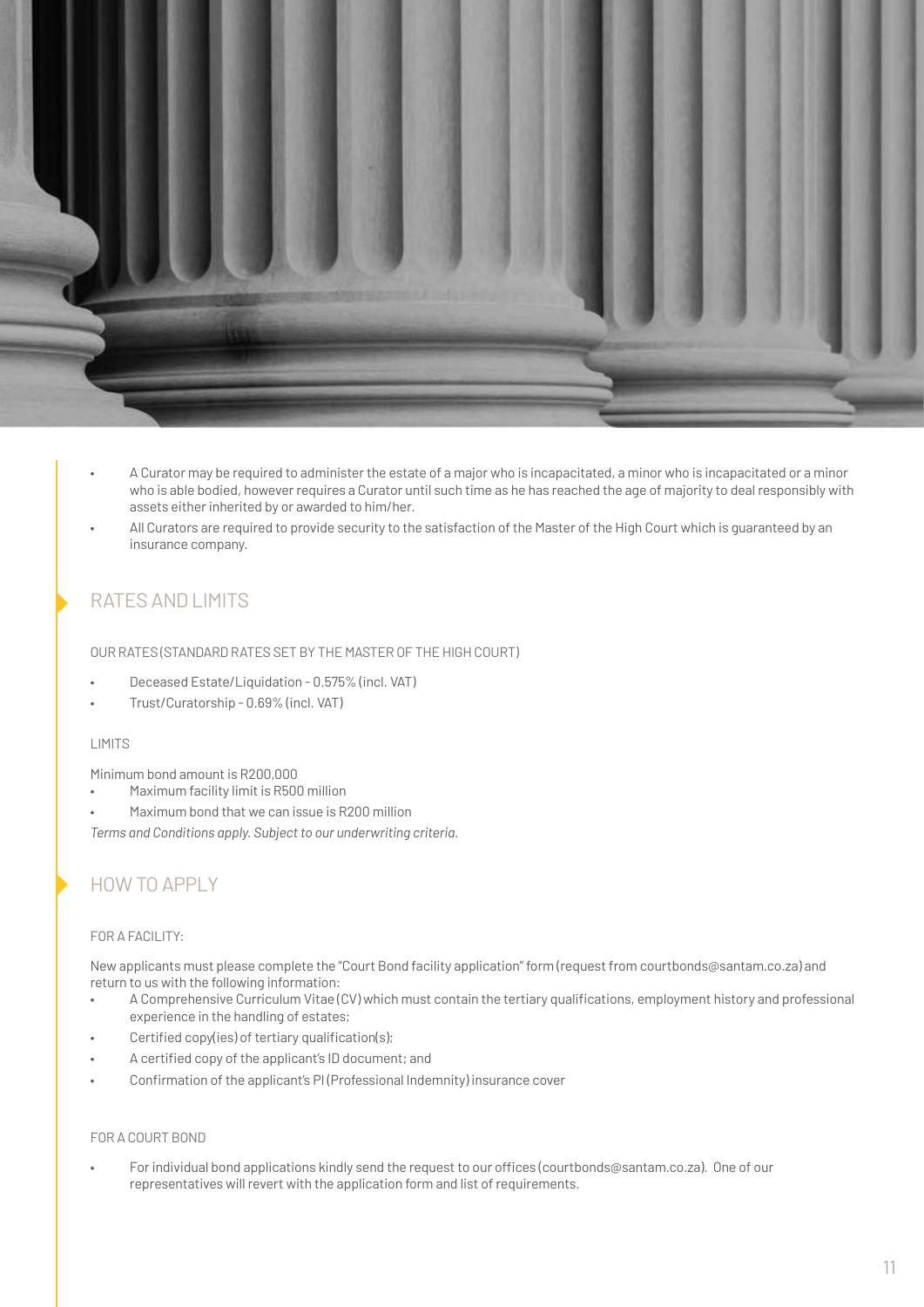- A Curator may be required to administer the estate of a major who is incapacitated, a minor who is incapacitated or a minor who is able bodied, however requires a Curator until such time as he has reached the age of majority to deal responsibly with assets either inherited by or awarded to him/her.
- All Curators are required to provide security to the satisfaction of the Master of the High Court which is guaranteed by an insurance company.

## RATES AND LIMITS

OUR RATES (STANDARD RATES SET BY THE MASTER OF THE HIGH COURT)

- Deceased Estate/Liquidation - 0.575% (incl. VAT)
- Trust/Curatorship - 0.69% (incl. VAT)

LIMITS

Minimum bond amount is R200,000

- Maximum facility limit is R500 million
- Maximum bond that we can issue is R200 million

*Terms and Conditions apply. Subject to our underwriting criteria.*

## HOW TO APPLY

FOR A FACILITY:

New applicants must please complete the "Court Bond facility application" form (request from courtbonds@santam.co.za) and return to us with the following information:

- A Comprehensive Curriculum Vitae (CV) which must contain the tertiary qualifications, employment history and professional experience in the handling of estates;
- Certified copy(ies) of tertiary qualification(s);
- A certified copy of the applicant's ID document; and
- Confirmation of the applicant's PI (Professional Indemnity) insurance cover

FOR A COURT BOND

- For individual bond applications kindly send the request to our offices (courtbonds@santam.co.za). One of our representatives will revert with the application form and list of requirements.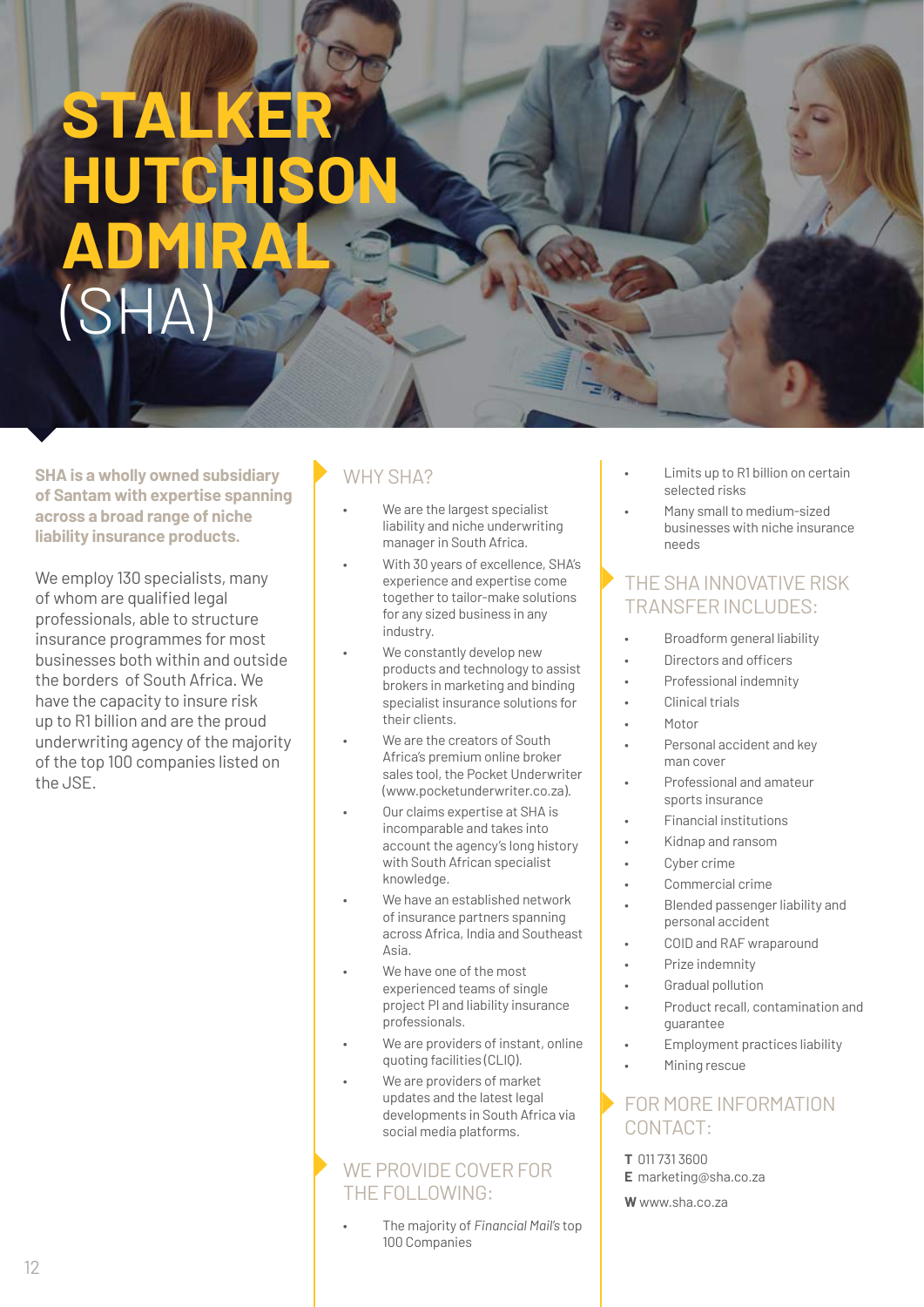# STALKER HUTCHISON ADMIRAL (SHA)

**SHA is a wholly owned subsidiary of Santam with expertise spanning across a broad range of niche liability insurance products.**

We employ 130 specialists, many of whom are qualified legal professionals, able to structure insurance programmes for most businesses both within and outside the borders of South Africa. We have the capacity to insure risk up to R1 billion and are the proud underwriting agency of the majority of the top 100 companies listed on the JSE.

## WHY SHA?

- We are the largest specialist liability and niche underwriting manager in South Africa.
- With 30 years of excellence, SHA's experience and expertise come together to tailor-make solutions for any sized business in any industry.
- We constantly develop new products and technology to assist brokers in marketing and binding specialist insurance solutions for their clients.
- We are the creators of South Africa's premium online broker sales tool, the Pocket Underwriter (www.pocketunderwriter.co.za).
- Our claims expertise at SHA is incomparable and takes into account the agency's long history with South African specialist knowledge.
- We have an established network of insurance partners spanning across Africa, India and Southeast Asia.
- We have one of the most experienced teams of single project PI and liability insurance professionals.
- We are providers of instant, online quoting facilities (CLIQ).
- We are providers of market updates and the latest legal developments in South Africa via social media platforms.

## WE PROVIDE COVER FOR THE FOLLOWING:

- The majority of *Financial Mail's* top 100 Companies
- Limits up to R1 billion on certain selected risks
- Many small to medium-sized businesses with niche insurance needs

## THE SHA INNOVATIVE RISK TRANSFER INCLUDES:

- Broadform general liability
- Directors and officers
- Professional indemnity
- Clinical trials
- Motor
- Personal accident and key man cover
- Professional and amateur sports insurance
- Financial institutions
- Kidnap and ransom
- Cyber crime
- Commercial crime
- Blended passenger liability and personal accident
- COID and RAF wraparound
- Prize indemnity
- Gradual pollution
- Product recall, contamination and guarantee
- Employment practices liability
- Mining rescue

## FOR MORE INFORMATION CONTACT:

**T** 011 731 3600
**E** marketing@sha.co.za
**W** www.sha.co.za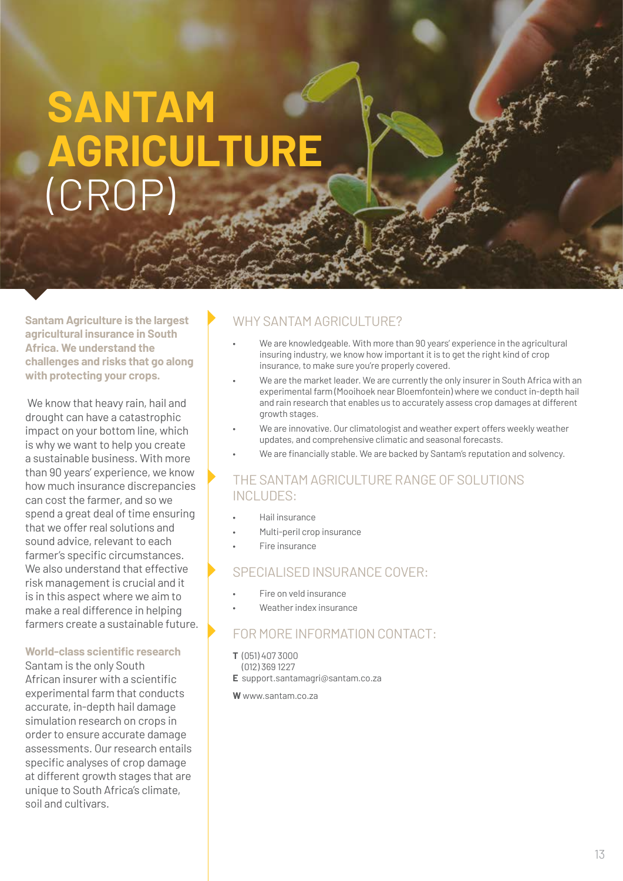# SANTAM AGRICULTURE (CROP)

**Santam Agriculture is the largest agricultural insurance in South Africa. We understand the challenges and risks that go along with protecting your crops.**

We know that heavy rain, hail and drought can have a catastrophic impact on your bottom line, which is why we want to help you create a sustainable business. With more than 90 years' experience, we know how much insurance discrepancies can cost the farmer, and so we spend a great deal of time ensuring that we offer real solutions and sound advice, relevant to each farmer's specific circumstances. We also understand that effective risk management is crucial and it is in this aspect where we aim to make a real difference in helping farmers create a sustainable future.

**World-class scientific research**

Santam is the only South African insurer with a scientific experimental farm that conducts accurate, in-depth hail damage simulation research on crops in order to ensure accurate damage assessments. Our research entails specific analyses of crop damage at different growth stages that are unique to South Africa's climate, soil and cultivars.

## WHY SANTAM AGRICULTURE?

- We are knowledgeable. With more than 90 years' experience in the agricultural insuring industry, we know how important it is to get the right kind of crop insurance, to make sure you're properly covered.
- We are the market leader. We are currently the only insurer in South Africa with an experimental farm (Mooihoek near Bloemfontein) where we conduct in-depth hail and rain research that enables us to accurately assess crop damages at different growth stages.
- We are innovative. Our climatologist and weather expert offers weekly weather updates, and comprehensive climatic and seasonal forecasts.
- We are financially stable. We are backed by Santam's reputation and solvency.

## THE SANTAM AGRICULTURE RANGE OF SOLUTIONS INCLUDES:

- Hail insurance
- Multi-peril crop insurance
- Fire insurance

## SPECIALISED INSURANCE COVER:

- Fire on veld insurance
- Weather index insurance

## FOR MORE INFORMATION CONTACT:

**T** (051) 407 3000
(012) 369 1227
**E** support.santamagri@santam.co.za

**W** www.santam.co.za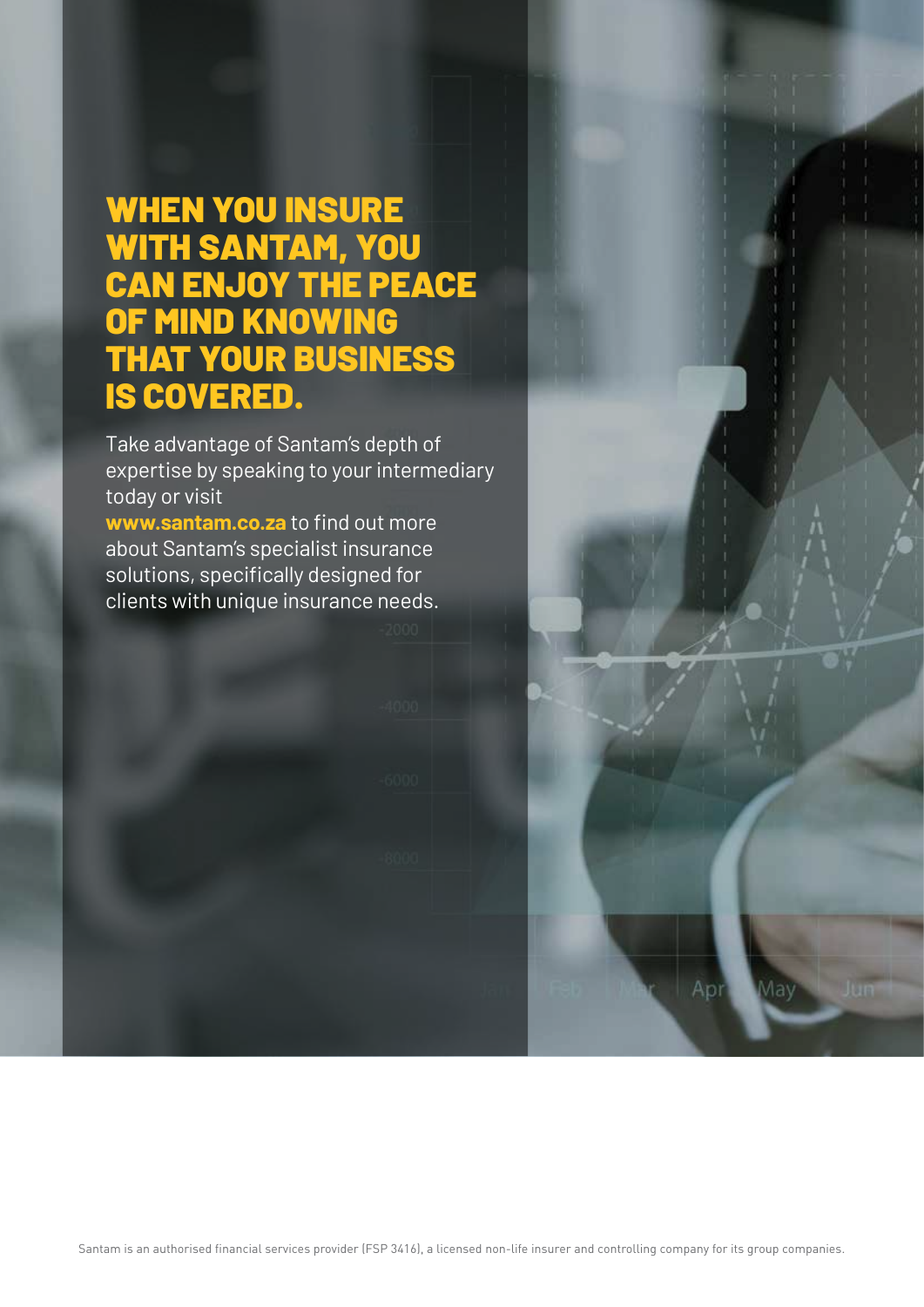# WHEN YOU INSURE WITH SANTAM, YOU CAN ENJOY THE PEACE OF MIND KNOWING THAT YOUR BUSINESS IS COVERED.

Take advantage of Santam's depth of expertise by speaking to your intermediary today or visit **www.santam.co.za** to find out more about Santam's specialist insurance solutions, specifically designed for clients with unique insurance needs.

Santam is an authorised financial services provider (FSP 3416), a licensed non-life insurer and controlling company for its group companies.